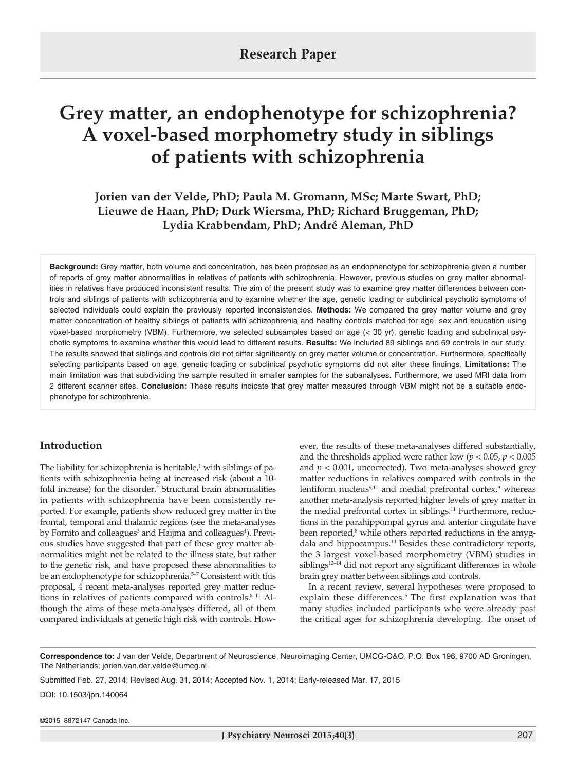Research Paper

# Grey matter, an endophenotype for schizophrenia? A voxel-based morphometry study in siblings of patients with schizophrenia

**Jorien van der Velde, PhD; Paula M. Gromann, MSc; Marte Swart, PhD; Lieuwe de Haan, PhD; Durk Wiersma, PhD; Richard Bruggeman, PhD; Lydia Krabbendam, PhD; André Aleman, PhD**

**Background:** Grey matter, both volume and concentration, has been proposed as an endophenotype for schizophrenia given a number of reports of grey matter abnormalities in relatives of patients with schizophrenia. However, previous studies on grey matter abnormalities in relatives have produced inconsistent results. The aim of the present study was to examine grey matter differences between controls and siblings of patients with schizophrenia and to examine whether the age, genetic loading or subclinical psychotic symptoms of selected individuals could explain the previously reported inconsistencies. **Methods:** We compared the grey matter volume and grey matter concentration of healthy siblings of patients with schizophrenia and healthy controls matched for age, sex and education using voxel-based morphometry (VBM). Furthermore, we selected subsamples based on age (< 30 yr), genetic loading and subclinical psychotic symptoms to examine whether this would lead to different results. **Results:** We included 89 siblings and 69 controls in our study. The results showed that siblings and controls did not differ significantly on grey matter volume or concentration. Furthermore, specifically selecting participants based on age, genetic loading or subclinical psychotic symptoms did not alter these findings. **Limitations:** The main limitation was that subdividing the sample resulted in smaller samples for the subanalyses. Furthermore, we used MRI data from 2 different scanner sites. **Conclusion:** These results indicate that grey matter measured through VBM might not be a suitable endophenotype for schizophrenia.

## Introduction

The liability for schizophrenia is heritable,[1] with siblings of patients with schizophrenia being at increased risk (about a 10-fold increase) for the disorder.[2] Structural brain abnormalities in patients with schizophrenia have been consistently reported. For example, patients show reduced grey matter in the frontal, temporal and thalamic regions (see the meta-analyses by Fornito and colleagues[3] and Haijma and colleagues[4]). Previous studies have suggested that part of these grey matter abnormalities might not be related to the illness state, but rather to the genetic risk, and have proposed these abnormalities to be an endophenotype for schizophrenia.[5–7] Consistent with this proposal, 4 recent meta-analyses reported grey matter reductions in relatives of patients compared with controls.[8–11] Although the aims of these meta-analyses differed, all of them compared individuals at genetic high risk with controls. However, the results of these meta-analyses differed substantially, and the thresholds applied were rather low ($p < 0.05$, $p < 0.005$ and $p < 0.001$, uncorrected). Two meta-analyses showed grey matter reductions in relatives compared with controls in the lentiform nucleus[9,11] and medial prefrontal cortex,[9] whereas another meta-analysis reported higher levels of grey matter in the medial prefrontal cortex in siblings.[11] Furthermore, reductions in the parahippompal gyrus and anterior cingulate have been reported,[8] while others reported reductions in the amygdala and hippocampus.[10] Besides these contradictory reports, the 3 largest voxel-based morphometry (VBM) studies in siblings[12–14] did not report any significant differences in whole brain grey matter between siblings and controls.

In a recent review, several hypotheses were proposed to explain these differences.[5] The first explanation was that many studies included participants who were already past the critical ages for schizophrenia developing. The onset of

**Correspondence to:** J van der Velde, Department of Neuroscience, Neuroimaging Center, UMCG-O&O, P.O. Box 196, 9700 AD Groningen, The Netherlands; jorien.van.der.velde@umcg.nl

Submitted Feb. 27, 2014; Revised Aug. 31, 2014; Accepted Nov. 1, 2014; Early-released Mar. 17, 2015

DOI: 10.1503/jpn.140064

©2015 8872147 Canada Inc.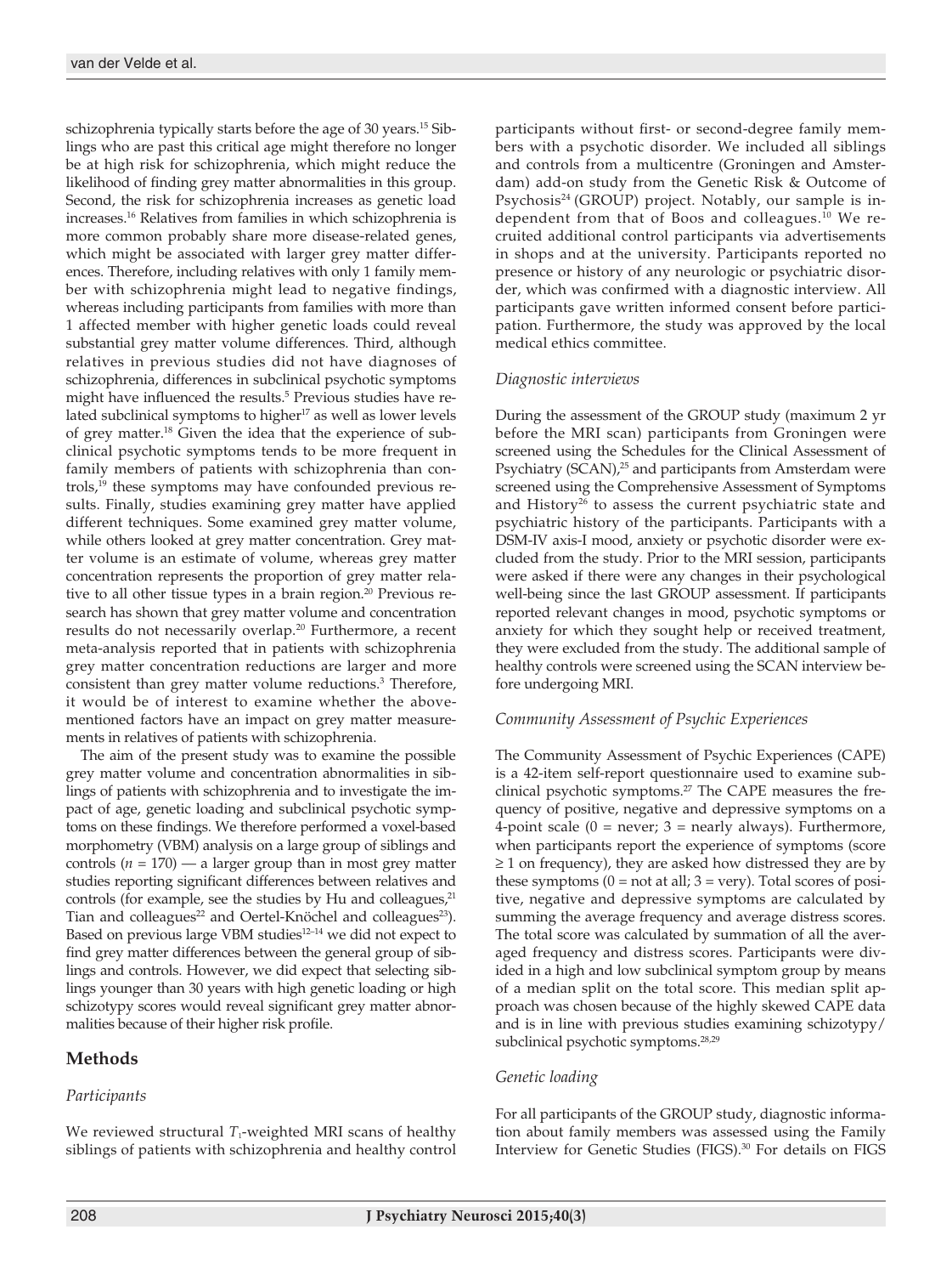schizophrenia typically starts before the age of 30 years.[15] Siblings who are past this critical age might therefore no longer be at high risk for schizophrenia, which might reduce the likelihood of finding grey matter abnormalities in this group. Second, the risk for schizophrenia increases as genetic load increases.[16] Relatives from families in which schizophrenia is more common probably share more disease-related genes, which might be associated with larger grey matter differences. Therefore, including relatives with only 1 family member with schizophrenia might lead to negative findings, whereas including participants from families with more than 1 affected member with higher genetic loads could reveal substantial grey matter volume differences. Third, although relatives in previous studies did not have diagnoses of schizophrenia, differences in subclinical psychotic symptoms might have influenced the results.[5] Previous studies have related subclinical symptoms to higher[17] as well as lower levels of grey matter.[18] Given the idea that the experience of subclinical psychotic symptoms tends to be more frequent in family members of patients with schizophrenia than controls,[19] these symptoms may have confounded previous results. Finally, studies examining grey matter have applied different techniques. Some examined grey matter volume, while others looked at grey matter concentration. Grey matter volume is an estimate of volume, whereas grey matter concentration represents the proportion of grey matter relative to all other tissue types in a brain region.[20] Previous research has shown that grey matter volume and concentration results do not necessarily overlap.[20] Furthermore, a recent meta-analysis reported that in patients with schizophrenia grey matter concentration reductions are larger and more consistent than grey matter volume reductions.[3] Therefore, it would be of interest to examine whether the abovementioned factors have an impact on grey matter measurements in relatives of patients with schizophrenia.

The aim of the present study was to examine the possible grey matter volume and concentration abnormalities in siblings of patients with schizophrenia and to investigate the impact of age, genetic loading and subclinical psychotic symptoms on these findings. We therefore performed a voxel-based morphometry (VBM) analysis on a large group of siblings and controls ($n$ = 170) — a larger group than in most grey matter studies reporting significant differences between relatives and controls (for example, see the studies by Hu and colleagues,[21] Tian and colleagues[22] and Oertel-Knöchel and colleagues[23]). Based on previous large VBM studies[12–14] we did not expect to find grey matter differences between the general group of siblings and controls. However, we did expect that selecting siblings younger than 30 years with high genetic loading or high schizotypy scores would reveal significant grey matter abnormalities because of their higher risk profile.

## Methods

### *Participants*

We reviewed structural $T_1$-weighted MRI scans of healthy siblings of patients with schizophrenia and healthy control participants without first- or second-degree family members with a psychotic disorder. We included all siblings and controls from a multicentre (Groningen and Amsterdam) add-on study from the Genetic Risk & Outcome of Psychosis[24] (GROUP) project. Notably, our sample is independent from that of Boos and colleagues.[10] We recruited additional control participants via advertisements in shops and at the university. Participants reported no presence or history of any neurologic or psychiatric disorder, which was confirmed with a diagnostic interview. All participants gave written informed consent before participation. Furthermore, the study was approved by the local medical ethics committee.

### *Diagnostic interviews*

During the assessment of the GROUP study (maximum 2 yr before the MRI scan) participants from Groningen were screened using the Schedules for the Clinical Assessment of Psychiatry (SCAN),[25] and participants from Amsterdam were screened using the Comprehensive Assessment of Symptoms and History[26] to assess the current psychiatric state and psychiatric history of the participants. Participants with a DSM-IV axis-I mood, anxiety or psychotic disorder were excluded from the study. Prior to the MRI session, participants were asked if there were any changes in their psychological well-being since the last GROUP assessment. If participants reported relevant changes in mood, psychotic symptoms or anxiety for which they sought help or received treatment, they were excluded from the study. The additional sample of healthy controls were screened using the SCAN interview before undergoing MRI.

### *Community Assessment of Psychic Experiences*

The Community Assessment of Psychic Experiences (CAPE) is a 42-item self-report questionnaire used to examine subclinical psychotic symptoms.[27] The CAPE measures the frequency of positive, negative and depressive symptoms on a 4-point scale (0 = never; 3 = nearly always). Furthermore, when participants report the experience of symptoms (score ≥ 1 on frequency), they are asked how distressed they are by these symptoms (0 = not at all; 3 = very). Total scores of positive, negative and depressive symptoms are calculated by summing the average frequency and average distress scores. The total score was calculated by summation of all the averaged frequency and distress scores. Participants were divided in a high and low subclinical symptom group by means of a median split on the total score. This median split approach was chosen because of the highly skewed CAPE data and is in line with previous studies examining schizotypy/subclinical psychotic symptoms.[28,29]

### *Genetic loading*

For all participants of the GROUP study, diagnostic information about family members was assessed using the Family Interview for Genetic Studies (FIGS).[30] For details on FIGS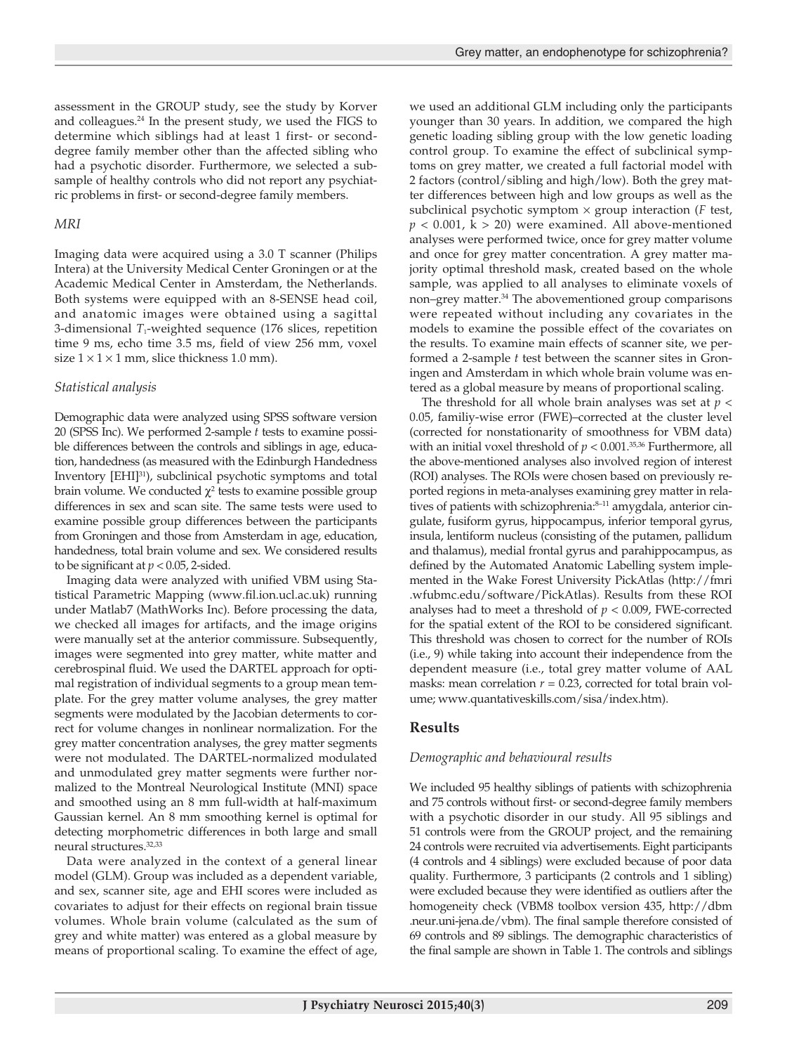assessment in the GROUP study, see the study by Korver and colleagues.[24] In the present study, we used the FIGS to determine which siblings had at least 1 first- or second-degree family member other than the affected sibling who had a psychotic disorder. Furthermore, we selected a subsample of healthy controls who did not report any psychiatric problems in first- or second-degree family members.

### *MRI*

Imaging data were acquired using a 3.0 T scanner (Philips Intera) at the University Medical Center Groningen or at the Academic Medical Center in Amsterdam, the Netherlands. Both systems were equipped with an 8-SENSE head coil, and anatomic images were obtained using a sagittal 3-dimensional $T_1$-weighted sequence (176 slices, repetition time 9 ms, echo time 3.5 ms, field of view 256 mm, voxel size $1 \times 1 \times 1$ mm, slice thickness 1.0 mm).

### *Statistical analysis*

Demographic data were analyzed using SPSS software version 20 (SPSS Inc). We performed 2-sample *t* tests to examine possible differences between the controls and siblings in age, education, handedness (as measured with the Edinburgh Handedness Inventory [EHI][31]), subclinical psychotic symptoms and total brain volume. We conducted $\chi^2$ tests to examine possible group differences in sex and scan site. The same tests were used to examine possible group differences between the participants from Groningen and those from Amsterdam in age, education, handedness, total brain volume and sex. We considered results to be significant at $p < 0.05$, 2-sided.

Imaging data were analyzed with unified VBM using Statistical Parametric Mapping (www.fil.ion.ucl.ac.uk) running under Matlab7 (MathWorks Inc). Before processing the data, we checked all images for artifacts, and the image origins were manually set at the anterior commissure. Subsequently, images were segmented into grey matter, white matter and cerebrospinal fluid. We used the DARTEL approach for optimal registration of individual segments to a group mean template. For the grey matter volume analyses, the grey matter segments were modulated by the Jacobian determents to correct for volume changes in nonlinear normalization. For the grey matter concentration analyses, the grey matter segments were not modulated. The DARTEL-normalized modulated and unmodulated grey matter segments were further normalized to the Montreal Neurological Institute (MNI) space and smoothed using an 8 mm full-width at half-maximum Gaussian kernel. An 8 mm smoothing kernel is optimal for detecting morphometric differences in both large and small neural structures.[32,33]

Data were analyzed in the context of a general linear model (GLM). Group was included as a dependent variable, and sex, scanner site, age and EHI scores were included as covariates to adjust for their effects on regional brain tissue volumes. Whole brain volume (calculated as the sum of grey and white matter) was entered as a global measure by means of proportional scaling. To examine the effect of age, we used an additional GLM including only the participants younger than 30 years. In addition, we compared the high genetic loading sibling group with the low genetic loading control group. To examine the effect of subclinical symptoms on grey matter, we created a full factorial model with 2 factors (control/sibling and high/low). Both the grey matter differences between high and low groups as well as the subclinical psychotic symptom × group interaction (*F* test, $p < 0.001$, $k > 20$) were examined. All above-mentioned analyses were performed twice, once for grey matter volume and once for grey matter concentration. A grey matter majority optimal threshold mask, created based on the whole sample, was applied to all analyses to eliminate voxels of non–grey matter.[34] The abovementioned group comparisons were repeated without including any covariates in the models to examine the possible effect of the covariates on the results. To examine main effects of scanner site, we performed a 2-sample *t* test between the scanner sites in Groningen and Amsterdam in which whole brain volume was entered as a global measure by means of proportional scaling.

The threshold for all whole brain analyses was set at $p < 0.05$, familiy-wise error (FWE)–corrected at the cluster level (corrected for nonstationarity of smoothness for VBM data) with an initial voxel threshold of $p < 0.001$.[35,36] Furthermore, all the above-mentioned analyses also involved region of interest (ROI) analyses. The ROIs were chosen based on previously reported regions in meta-analyses examining grey matter in relatives of patients with schizophrenia:[8–11] amygdala, anterior cingulate, fusiform gyrus, hippocampus, inferior temporal gyrus, insula, lentiform nucleus (consisting of the putamen, pallidum and thalamus), medial frontal gyrus and parahippocampus, as defined by the Automated Anatomic Labelling system implemented in the Wake Forest University PickAtlas (http://fmri.wfubmc.edu/software/PickAtlas). Results from these ROI analyses had to meet a threshold of $p < 0.009$, FWE-corrected for the spatial extent of the ROI to be considered significant. This threshold was chosen to correct for the number of ROIs (i.e., 9) while taking into account their independence from the dependent measure (i.e., total grey matter volume of AAL masks: mean correlation $r = 0.23$, corrected for total brain volume; www.quantativeskills.com/sisa/index.htm).

## Results

### *Demographic and behavioural results*

We included 95 healthy siblings of patients with schizophrenia and 75 controls without first- or second-degree family members with a psychotic disorder in our study. All 95 siblings and 51 controls were from the GROUP project, and the remaining 24 controls were recruited via advertisements. Eight participants (4 controls and 4 siblings) were excluded because of poor data quality. Furthermore, 3 participants (2 controls and 1 sibling) were excluded because they were identified as outliers after the homogeneity check (VBM8 toolbox version 435, http://dbm.neur.uni-jena.de/vbm). The final sample therefore consisted of 69 controls and 89 siblings. The demographic characteristics of the final sample are shown in Table 1. The controls and siblings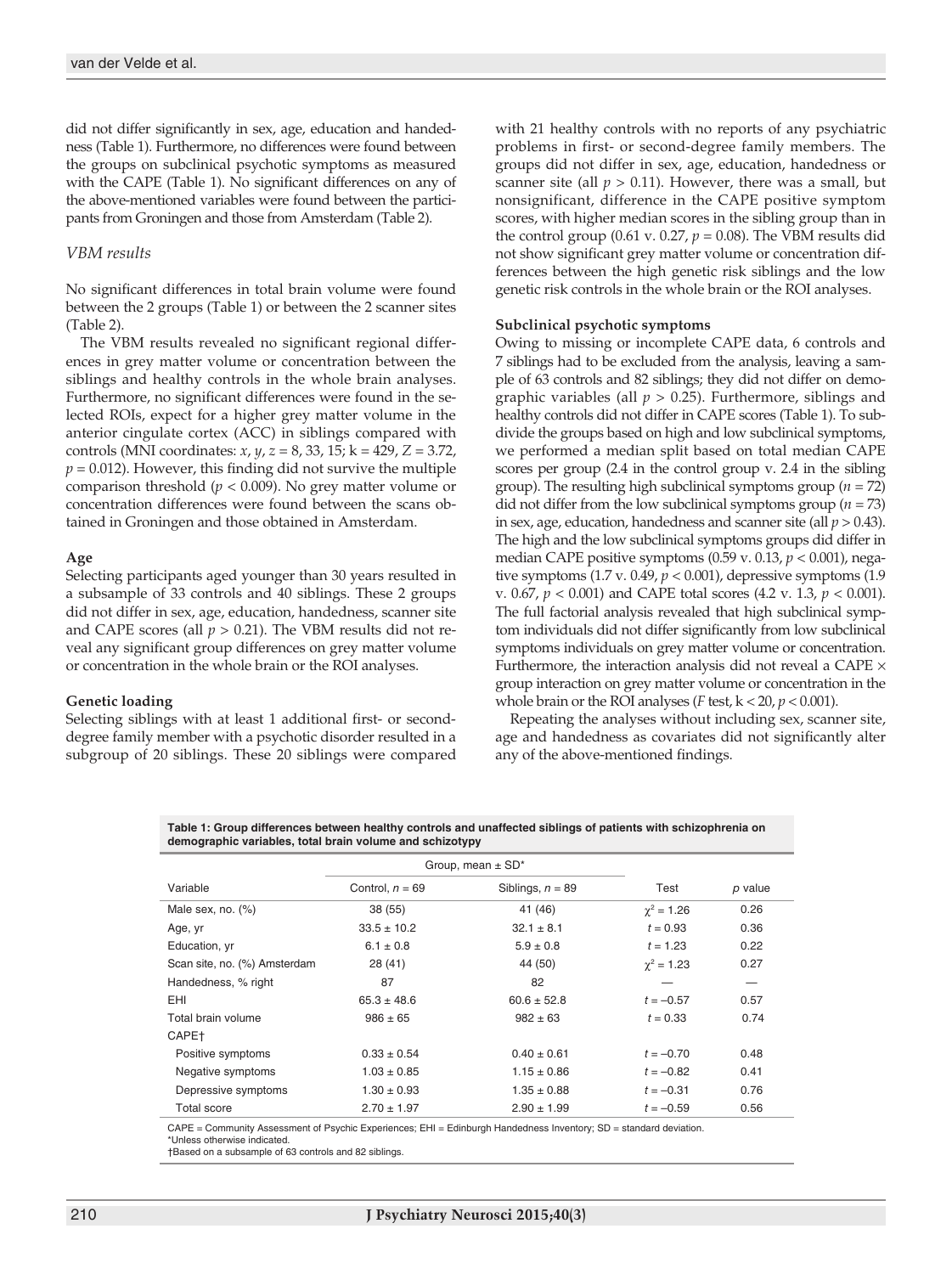did not differ significantly in sex, age, education and handedness (Table 1). Furthermore, no differences were found between the groups on subclinical psychotic symptoms as measured with the CAPE (Table 1). No significant differences on any of the above-mentioned variables were found between the participants from Groningen and those from Amsterdam (Table 2).

### *VBM results*

No significant differences in total brain volume were found between the 2 groups (Table 1) or between the 2 scanner sites (Table 2).

The VBM results revealed no significant regional differences in grey matter volume or concentration between the siblings and healthy controls in the whole brain analyses. Furthermore, no significant differences were found in the selected ROIs, expect for a higher grey matter volume in the anterior cingulate cortex (ACC) in siblings compared with controls (MNI coordinates: *x*, *y*, *z* = 8, 33, 15; k = 429, *Z* = 3.72, $p = 0.012$). However, this finding did not survive the multiple comparison threshold ($p < 0.009$). No grey matter volume or concentration differences were found between the scans obtained in Groningen and those obtained in Amsterdam.

#### Age

Selecting participants aged younger than 30 years resulted in a subsample of 33 controls and 40 siblings. These 2 groups did not differ in sex, age, education, handedness, scanner site and CAPE scores (all $p > 0.21$). The VBM results did not reveal any significant group differences on grey matter volume or concentration in the whole brain or the ROI analyses.

#### Genetic loading

Selecting siblings with at least 1 additional first- or second-degree family member with a psychotic disorder resulted in a subgroup of 20 siblings. These 20 siblings were compared with 21 healthy controls with no reports of any psychiatric problems in first- or second-degree family members. The groups did not differ in sex, age, education, handedness or scanner site (all $p > 0.11$). However, there was a small, but nonsignificant, difference in the CAPE positive symptom scores, with higher median scores in the sibling group than in the control group (0.61 v. 0.27, $p = 0.08$). The VBM results did not show significant grey matter volume or concentration differences between the high genetic risk siblings and the low genetic risk controls in the whole brain or the ROI analyses.

#### Subclinical psychotic symptoms

Owing to missing or incomplete CAPE data, 6 controls and 7 siblings had to be excluded from the analysis, leaving a sample of 63 controls and 82 siblings; they did not differ on demographic variables (all $p > 0.25$). Furthermore, siblings and healthy controls did not differ in CAPE scores (Table 1). To subdivide the groups based on high and low subclinical symptoms, we performed a median split based on total median CAPE scores per group (2.4 in the control group v. 2.4 in the sibling group). The resulting high subclinical symptoms group ($n = 72$) did not differ from the low subclinical symptoms group ($n = 73$) in sex, age, education, handedness and scanner site (all $p > 0.43$). The high and the low subclinical symptoms groups did differ in median CAPE positive symptoms (0.59 v. 0.13, $p < 0.001$), negative symptoms (1.7 v. 0.49, $p < 0.001$), depressive symptoms (1.9 v. 0.67, $p < 0.001$) and CAPE total scores (4.2 v. 1.3, $p < 0.001$). The full factorial analysis revealed that high subclinical symptom individuals did not differ significantly from low subclinical symptoms individuals on grey matter volume or concentration. Furthermore, the interaction analysis did not reveal a CAPE × group interaction on grey matter volume or concentration in the whole brain or the ROI analyses (*F* test, k < 20, $p < 0.001$).

Repeating the analyses without including sex, scanner site, age and handedness as covariates did not significantly alter any of the above-mentioned findings.

**Table 1: Group differences between healthy controls and unaffected siblings of patients with schizophrenia on demographic variables, total brain volume and schizotypy**

| Variable | Group, mean ± SD* | | Test | *p* value |
|---|---|---|---|---|
| | Control, $n = 69$ | Siblings, $n = 89$ | | |
| Male sex, no. (%) | 38 (55) | 41 (46) | $\chi^2 = 1.26$ | 0.26 |
| Age, yr | 33.5 ± 10.2 | 32.1 ± 8.1 | $t = 0.93$ | 0.36 |
| Education, yr | 6.1 ± 0.8 | 5.9 ± 0.8 | $t = 1.23$ | 0.22 |
| Scan site, no. (%) Amsterdam | 28 (41) | 44 (50) | $\chi^2 = 1.23$ | 0.27 |
| Handedness, % right | 87 | 82 | — | — |
| EHI | 65.3 ± 48.6 | 60.6 ± 52.8 | $t = -0.57$ | 0.57 |
| Total brain volume | 986 ± 65 | 982 ± 63 | $t = 0.33$ | 0.74 |
| CAPE† | | | | |
| Positive symptoms | 0.33 ± 0.54 | 0.40 ± 0.61 | $t = -0.70$ | 0.48 |
| Negative symptoms | 1.03 ± 0.85 | 1.15 ± 0.86 | $t = -0.82$ | 0.41 |
| Depressive symptoms | 1.30 ± 0.93 | 1.35 ± 0.88 | $t = -0.31$ | 0.76 |
| Total score | 2.70 ± 1.97 | 2.90 ± 1.99 | $t = -0.59$ | 0.56 |

CAPE = Community Assessment of Psychic Experiences; EHI = Edinburgh Handedness Inventory; SD = standard deviation.
*Unless otherwise indicated.
†Based on a subsample of 63 controls and 82 siblings.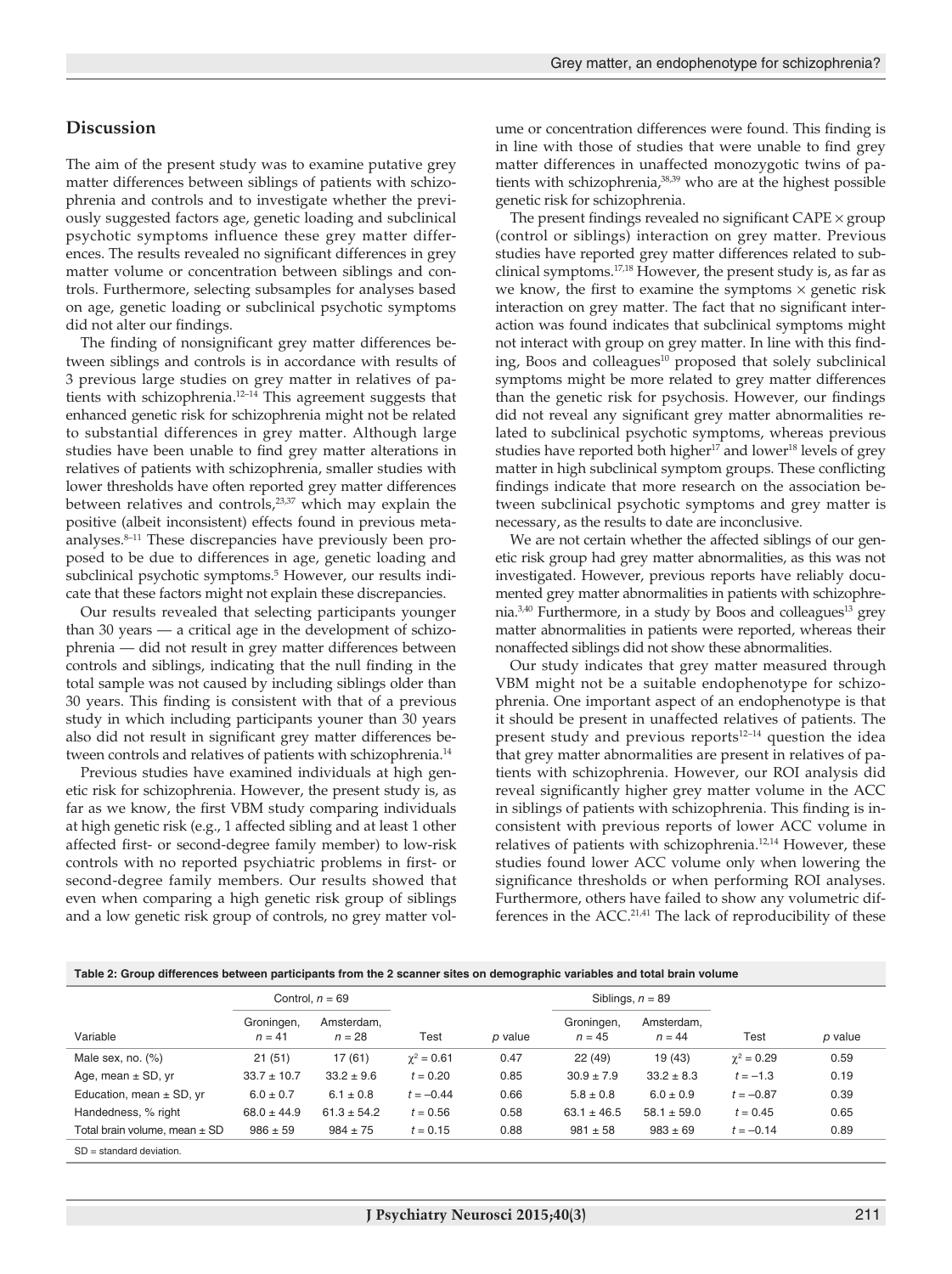## Discussion

The aim of the present study was to examine putative grey matter differences between siblings of patients with schizophrenia and controls and to investigate whether the previously suggested factors age, genetic loading and subclinical psychotic symptoms influence these grey matter differences. The results revealed no significant differences in grey matter volume or concentration between siblings and controls. Furthermore, selecting subsamples for analyses based on age, genetic loading or subclinical psychotic symptoms did not alter our findings.

The finding of nonsignificant grey matter differences between siblings and controls is in accordance with results of 3 previous large studies on grey matter in relatives of patients with schizophrenia.[12–14] This agreement suggests that enhanced genetic risk for schizophrenia might not be related to substantial differences in grey matter. Although large studies have been unable to find grey matter alterations in relatives of patients with schizophrenia, smaller studies with lower thresholds have often reported grey matter differences between relatives and controls,[23,37] which may explain the positive (albeit inconsistent) effects found in previous meta-analyses.[8–11] These discrepancies have previously been proposed to be due to differences in age, genetic loading and subclinical psychotic symptoms.[5] However, our results indicate that these factors might not explain these discrepancies.

Our results revealed that selecting participants younger than 30 years — a critical age in the development of schizophrenia — did not result in grey matter differences between controls and siblings, indicating that the null finding in the total sample was not caused by including siblings older than 30 years. This finding is consistent with that of a previous study in which including participants youner than 30 years also did not result in significant grey matter differences between controls and relatives of patients with schizophrenia.[14]

Previous studies have examined individuals at high genetic risk for schizophrenia. However, the present study is, as far as we know, the first VBM study comparing individuals at high genetic risk (e.g., 1 affected sibling and at least 1 other affected first- or second-degree family member) to low-risk controls with no reported psychiatric problems in first- or second-degree family members. Our results showed that even when comparing a high genetic risk group of siblings and a low genetic risk group of controls, no grey matter volume or concentration differences were found. This finding is in line with those of studies that were unable to find grey matter differences in unaffected monozygotic twins of patients with schizophrenia,[38,39] who are at the highest possible genetic risk for schizophrenia.

The present findings revealed no significant CAPE × group (control or siblings) interaction on grey matter. Previous studies have reported grey matter differences related to subclinical symptoms.[17,18] However, the present study is, as far as we know, the first to examine the symptoms × genetic risk interaction on grey matter. The fact that no significant interaction was found indicates that subclinical symptoms might not interact with group on grey matter. In line with this finding, Boos and colleagues[10] proposed that solely subclinical symptoms might be more related to grey matter differences than the genetic risk for psychosis. However, our findings did not reveal any significant grey matter abnormalities related to subclinical psychotic symptoms, whereas previous studies have reported both higher[17] and lower[18] levels of grey matter in high subclinical symptom groups. These conflicting findings indicate that more research on the association between subclinical psychotic symptoms and grey matter is necessary, as the results to date are inconclusive.

We are not certain whether the affected siblings of our genetic risk group had grey matter abnormalities, as this was not investigated. However, previous reports have reliably documented grey matter abnormalities in patients with schizophrenia.[3,40] Furthermore, in a study by Boos and colleagues[13] grey matter abnormalities in patients were reported, whereas their nonaffected siblings did not show these abnormalities.

Our study indicates that grey matter measured through VBM might not be a suitable endophenotype for schizophrenia. One important aspect of an endophenotype is that it should be present in unaffected relatives of patients. The present study and previous reports[12–14] question the idea that grey matter abnormalities are present in relatives of patients with schizophrenia. However, our ROI analysis did reveal significantly higher grey matter volume in the ACC in siblings of patients with schizophrenia. This finding is inconsistent with previous reports of lower ACC volume in relatives of patients with schizophrenia.[12,14] However, these studies found lower ACC volume only when lowering the significance thresholds or when performing ROI analyses. Furthermore, others have failed to show any volumetric differences in the ACC.[21,41] The lack of reproducibility of these

**Table 2: Group differences between participants from the 2 scanner sites on demographic variables and total brain volume**

| | Control, $n = 69$ | | | | Siblings, $n = 89$ | | | |
|---|---|---|---|---|---|---|---|---|
| Variable | Groningen, $n = 41$ | Amsterdam, $n = 28$ | Test | $p$ value | Groningen, $n = 45$ | Amsterdam, $n = 44$ | Test | $p$ value |
| Male sex, no. (%) | 21 (51) | 17 (61) | $\chi^2 = 0.61$ | 0.47 | 22 (49) | 19 (43) | $\chi^2 = 0.29$ | 0.59 |
| Age, mean ± SD, yr | 33.7 ± 10.7 | 33.2 ± 9.6 | $t = 0.20$ | 0.85 | 30.9 ± 7.9 | 33.2 ± 8.3 | $t = -1.3$ | 0.19 |
| Education, mean ± SD, yr | 6.0 ± 0.7 | 6.1 ± 0.8 | $t = -0.44$ | 0.66 | 5.8 ± 0.8 | 6.0 ± 0.9 | $t = -0.87$ | 0.39 |
| Handedness, % right | 68.0 ± 44.9 | 61.3 ± 54.2 | $t = 0.56$ | 0.58 | 63.1 ± 46.5 | 58.1 ± 59.0 | $t = 0.45$ | 0.65 |
| Total brain volume, mean ± SD | 986 ± 59 | 984 ± 75 | $t = 0.15$ | 0.88 | 981 ± 58 | 983 ± 69 | $t = -0.14$ | 0.89 |

SD = standard deviation.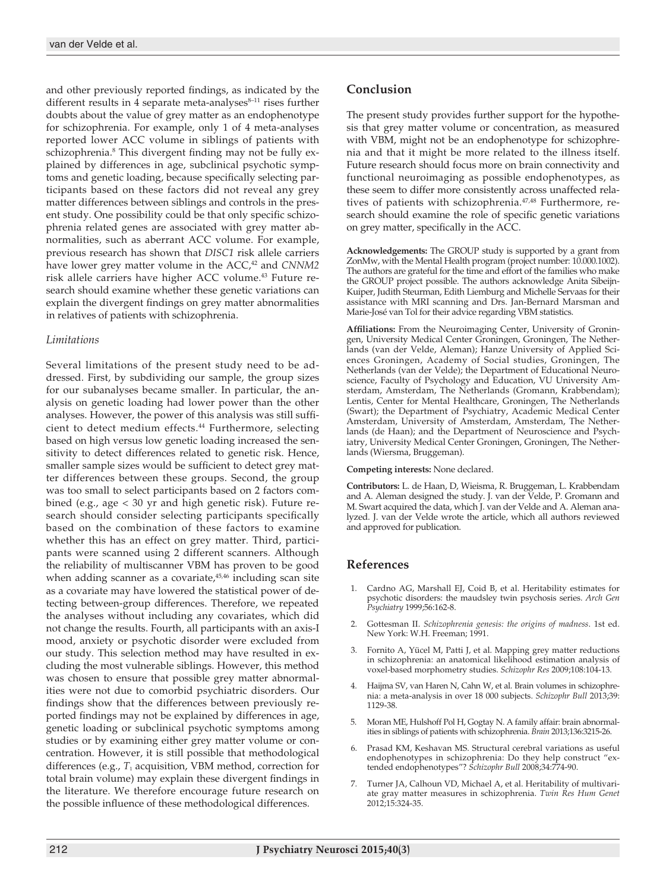and other previously reported findings, as indicated by the different results in 4 separate meta-analyses[8–11] rises further doubts about the value of grey matter as an endophenotype for schizophrenia. For example, only 1 of 4 meta-analyses reported lower ACC volume in siblings of patients with schizophrenia.[8] This divergent finding may not be fully explained by differences in age, subclinical psychotic symptoms and genetic loading, because specifically selecting participants based on these factors did not reveal any grey matter differences between siblings and controls in the present study. One possibility could be that only specific schizophrenia related genes are associated with grey matter abnormalities, such as aberrant ACC volume. For example, previous research has shown that *DISC1* risk allele carriers have lower grey matter volume in the ACC,[42] and *CNNM2* risk allele carriers have higher ACC volume.[43] Future research should examine whether these genetic variations can explain the divergent findings on grey matter abnormalities in relatives of patients with schizophrenia.

### *Limitations*

Several limitations of the present study need to be addressed. First, by subdividing our sample, the group sizes for our subanalyses became smaller. In particular, the analysis on genetic loading had lower power than the other analyses. However, the power of this analysis was still sufficient to detect medium effects.[44] Furthermore, selecting based on high versus low genetic loading increased the sensitivity to detect differences related to genetic risk. Hence, smaller sample sizes would be sufficient to detect grey matter differences between these groups. Second, the group was too small to select participants based on 2 factors combined (e.g., age < 30 yr and high genetic risk). Future research should consider selecting participants specifically based on the combination of these factors to examine whether this has an effect on grey matter. Third, participants were scanned using 2 different scanners. Although the reliability of multiscanner VBM has proven to be good when adding scanner as a covariate,[45,46] including scan site as a covariate may have lowered the statistical power of detecting between-group differences. Therefore, we repeated the analyses without including any covariates, which did not change the results. Fourth, all participants with an axis-I mood, anxiety or psychotic disorder were excluded from our study. This selection method may have resulted in excluding the most vulnerable siblings. However, this method was chosen to ensure that possible grey matter abnormalities were not due to comorbid psychiatric disorders. Our findings show that the differences between previously reported findings may not be explained by differences in age, genetic loading or subclinical psychotic symptoms among studies or by examining either grey matter volume or concentration. However, it is still possible that methodological differences (e.g., $T_1$ acquisition, VBM method, correction for total brain volume) may explain these divergent findings in the literature. We therefore encourage future research on the possible influence of these methodological differences.

## Conclusion

The present study provides further support for the hypothesis that grey matter volume or concentration, as measured with VBM, might not be an endophenotype for schizophrenia and that it might be more related to the illness itself. Future research should focus more on brain connectivity and functional neuroimaging as possible endophenotypes, as these seem to differ more consistently across unaffected relatives of patients with schizophrenia.[47,48] Furthermore, research should examine the role of specific genetic variations on grey matter, specifically in the ACC.

**Acknowledgements:** The GROUP study is supported by a grant from ZonMw, with the Mental Health program (project number: 10.000.1002). The authors are grateful for the time and effort of the families who make the GROUP project possible. The authors acknowledge Anita Sibeijn-Kuiper, Judith Steurman, Edith Liemburg and Michelle Servaas for their assistance with MRI scanning and Drs. Jan-Bernard Marsman and Marie-José van Tol for their advice regarding VBM statistics.

**Affiliations:** From the Neuroimaging Center, University of Groningen, University Medical Center Groningen, Groningen, The Netherlands (van der Velde, Aleman); Hanze University of Applied Sciences Groningen, Academy of Social studies, Groningen, The Netherlands (van der Velde); the Department of Educational Neuroscience, Faculty of Psychology and Education, VU University Amsterdam, Amsterdam, The Netherlands (Gromann, Krabbendam); Lentis, Center for Mental Healthcare, Groningen, The Netherlands (Swart); the Department of Psychiatry, Academic Medical Center Amsterdam, University of Amsterdam, Amsterdam, The Netherlands (de Haan); and the Department of Neuroscience and Psychiatry, University Medical Center Groningen, Groningen, The Netherlands (Wiersma, Bruggeman).

**Competing interests:** None declared.

**Contributors:** L. de Haan, D, Wieisma, R. Bruggeman, L. Krabbendam and A. Aleman designed the study. J. van der Velde, P. Gromann and M. Swart acquired the data, which J. van der Velde and A. Aleman analyzed. J. van der Velde wrote the article, which all authors reviewed and approved for publication.

## References

1. Cardno AG, Marshall EJ, Coid B, et al. Heritability estimates for psychotic disorders: the maudsley twin psychosis series. *Arch Gen Psychiatry* 1999;56:162-8.
2. Gottesman II. *Schizophrenia genesis: the origins of madness*. 1st ed. New York: W.H. Freeman; 1991.
3. Fornito A, Yücel M, Patti J, et al. Mapping grey matter reductions in schizophrenia: an anatomical likelihood estimation analysis of voxel-based morphometry studies. *Schizophr Res* 2009;108:104-13.
4. Haijma SV, van Haren N, Cahn W, et al. Brain volumes in schizophrenia: a meta-analysis in over 18 000 subjects. *Schizophr Bull* 2013;39: 1129-38.
5. Moran ME, Hulshoff Pol H, Gogtay N. A family affair: brain abnormalities in siblings of patients with schizophrenia. *Brain* 2013;136:3215-26.
6. Prasad KM, Keshavan MS. Structural cerebral variations as useful endophenotypes in schizophrenia: Do they help construct "extended endophenotypes"? *Schizophr Bull* 2008;34:774-90.
7. Turner JA, Calhoun VD, Michael A, et al. Heritability of multivariate gray matter measures in schizophrenia. *Twin Res Hum Genet* 2012;15:324-35.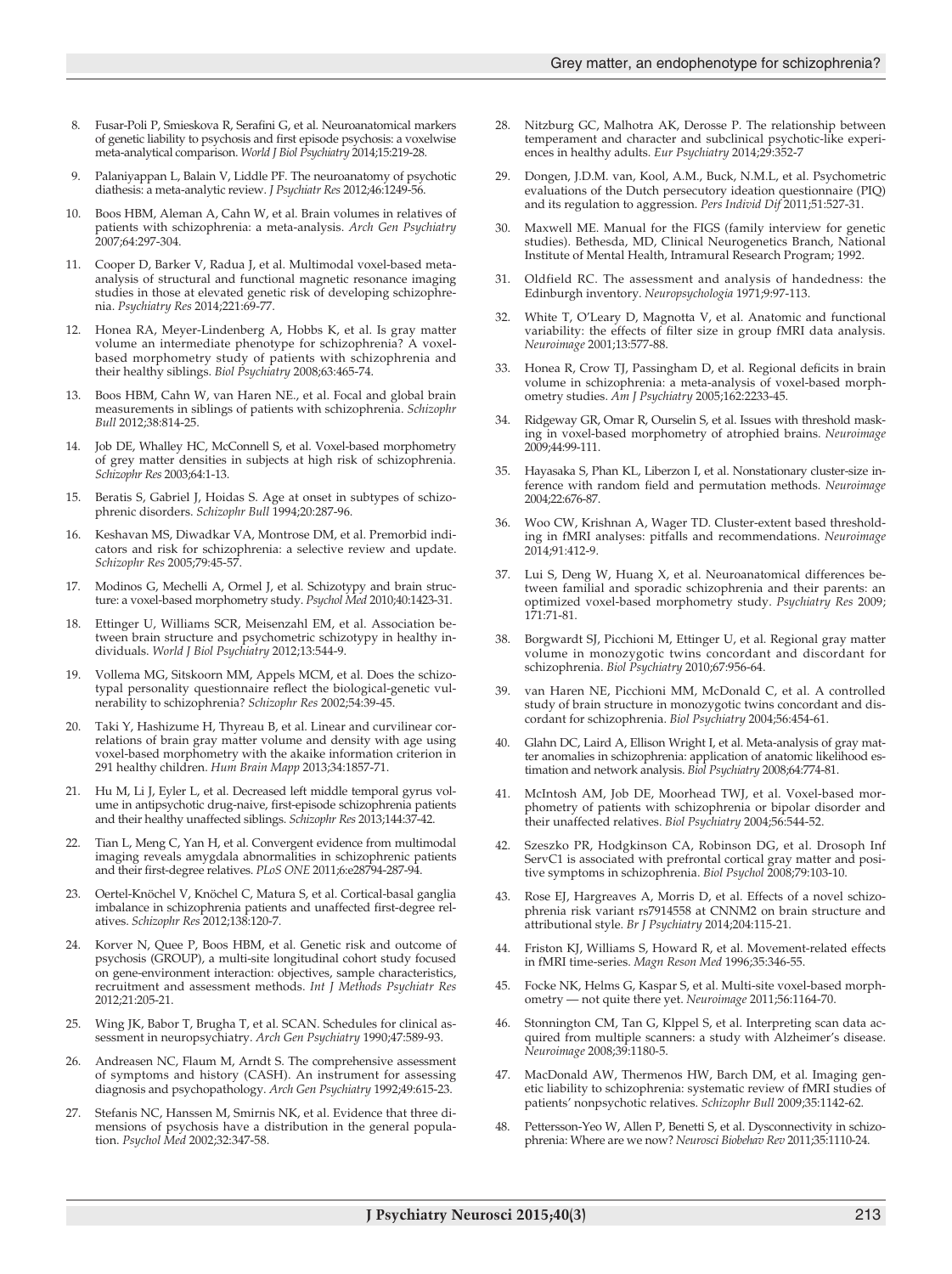8. Fusar-Poli P, Smieskova R, Serafini G, et al. Neuroanatomical markers of genetic liability to psychosis and first episode psychosis: a voxelwise meta-analytical comparison. *World J Biol Psychiatry* 2014;15:219-28.

9. Palaniyappan L, Balain V, Liddle PF. The neuroanatomy of psychotic diathesis: a meta-analytic review. *J Psychiatr Res* 2012;46:1249-56.

10. Boos HBM, Aleman A, Cahn W, et al. Brain volumes in relatives of patients with schizophrenia: a meta-analysis. *Arch Gen Psychiatry* 2007;64:297-304.

11. Cooper D, Barker V, Radua J, et al. Multimodal voxel-based meta-analysis of structural and functional magnetic resonance imaging studies in those at elevated genetic risk of developing schizophrenia. *Psychiatry Res* 2014;221:69-77.

12. Honea RA, Meyer-Lindenberg A, Hobbs K, et al. Is gray matter volume an intermediate phenotype for schizophrenia? A voxel-based morphometry study of patients with schizophrenia and their healthy siblings. *Biol Psychiatry* 2008;63:465-74.

13. Boos HBM, Cahn W, van Haren NE., et al. Focal and global brain measurements in siblings of patients with schizophrenia. *Schizophr Bull* 2012;38:814-25.

14. Job DE, Whalley HC, McConnell S, et al. Voxel-based morphometry of grey matter densities in subjects at high risk of schizophrenia. *Schizophr Res* 2003;64:1-13.

15. Beratis S, Gabriel J, Hoidas S. Age at onset in subtypes of schizophrenic disorders. *Schizophr Bull* 1994;20:287-96.

16. Keshavan MS, Diwadkar VA, Montrose DM, et al. Premorbid indicators and risk for schizophrenia: a selective review and update. *Schizophr Res* 2005;79:45-57.

17. Modinos G, Mechelli A, Ormel J, et al. Schizotypy and brain structure: a voxel-based morphometry study. *Psychol Med* 2010;40:1423-31.

18. Ettinger U, Williams SCR, Meisenzahl EM, et al. Association between brain structure and psychometric schizotypy in healthy individuals. *World J Biol Psychiatry* 2012;13:544-9.

19. Vollema MG, Sitskoorn MM, Appels MCM, et al. Does the schizotypal personality questionnaire reflect the biological-genetic vulnerability to schizophrenia? *Schizophr Res* 2002;54:39-45.

20. Taki Y, Hashizume H, Thyreau B, et al. Linear and curvilinear correlations of brain gray matter volume and density with age using voxel-based morphometry with the akaike information criterion in 291 healthy children. *Hum Brain Mapp* 2013;34:1857-71.

21. Hu M, Li J, Eyler L, et al. Decreased left middle temporal gyrus volume in antipsychotic drug-naive, first-episode schizophrenia patients and their healthy unaffected siblings. *Schizophr Res* 2013;144:37-42.

22. Tian L, Meng C, Yan H, et al. Convergent evidence from multimodal imaging reveals amygdala abnormalities in schizophrenic patients and their first-degree relatives. *PLoS ONE* 2011;6:e28794-287-94.

23. Oertel-Knöchel V, Knöchel C, Matura S, et al. Cortical-basal ganglia imbalance in schizophrenia patients and unaffected first-degree relatives. *Schizophr Res* 2012;138:120-7.

24. Korver N, Quee P, Boos HBM, et al. Genetic risk and outcome of psychosis (GROUP), a multi-site longitudinal cohort study focused on gene-environment interaction: objectives, sample characteristics, recruitment and assessment methods. *Int J Methods Psychiatr Res* 2012;21:205-21.

25. Wing JK, Babor T, Brugha T, et al. SCAN. Schedules for clinical assessment in neuropsychiatry. *Arch Gen Psychiatry* 1990;47:589-93.

26. Andreasen NC, Flaum M, Arndt S. The comprehensive assessment of symptoms and history (CASH). An instrument for assessing diagnosis and psychopathology. *Arch Gen Psychiatry* 1992;49:615-23.

27. Stefanis NC, Hanssen M, Smirnis NK, et al. Evidence that three dimensions of psychosis have a distribution in the general population. *Psychol Med* 2002;32:347-58.

28. Nitzburg GC, Malhotra AK, Derosse P. The relationship between temperament and character and subclinical psychotic-like experiences in healthy adults. *Eur Psychiatry* 2014;29:352-7

29. Dongen, J.D.M. van, Kool, A.M., Buck, N.M.L, et al. Psychometric evaluations of the Dutch persecutory ideation questionnaire (PIQ) and its regulation to aggression. *Pers Individ Dif* 2011;51:527-31.

30. Maxwell ME. Manual for the FIGS (family interview for genetic studies). Bethesda, MD, Clinical Neurogenetics Branch, National Institute of Mental Health, Intramural Research Program; 1992.

31. Oldfield RC. The assessment and analysis of handedness: the Edinburgh inventory. *Neuropsychologia* 1971;9:97-113.

32. White T, O'Leary D, Magnotta V, et al. Anatomic and functional variability: the effects of filter size in group fMRI data analysis. *Neuroimage* 2001;13:577-88.

33. Honea R, Crow TJ, Passingham D, et al. Regional deficits in brain volume in schizophrenia: a meta-analysis of voxel-based morphometry studies. *Am J Psychiatry* 2005;162:2233-45.

34. Ridgeway GR, Omar R, Ourselin S, et al. Issues with threshold masking in voxel-based morphometry of atrophied brains. *Neuroimage* 2009;44:99-111.

35. Hayasaka S, Phan KL, Liberzon I, et al. Nonstationary cluster-size inference with random field and permutation methods. *Neuroimage* 2004;22:676-87.

36. Woo CW, Krishnan A, Wager TD. Cluster-extent based thresholding in fMRI analyses: pitfalls and recommendations. *Neuroimage* 2014;91:412-9.

37. Lui S, Deng W, Huang X, et al. Neuroanatomical differences between familial and sporadic schizophrenia and their parents: an optimized voxel-based morphometry study. *Psychiatry Res* 2009; 171:71-81.

38. Borgwardt SJ, Picchioni M, Ettinger U, et al. Regional gray matter volume in monozygotic twins concordant and discordant for schizophrenia. *Biol Psychiatry* 2010;67:956-64.

39. van Haren NE, Picchioni MM, McDonald C, et al. A controlled study of brain structure in monozygotic twins concordant and discordant for schizophrenia. *Biol Psychiatry* 2004;56:454-61.

40. Glahn DC, Laird A, Ellison Wright I, et al. Meta-analysis of gray matter anomalies in schizophrenia: application of anatomic likelihood estimation and network analysis. *Biol Psychiatry* 2008;64:774-81.

41. McIntosh AM, Job DE, Moorhead TWJ, et al. Voxel-based morphometry of patients with schizophrenia or bipolar disorder and their unaffected relatives. *Biol Psychiatry* 2004;56:544-52.

42. Szeszko PR, Hodgkinson CA, Robinson DG, et al. Drosoph Inf ServC1 is associated with prefrontal cortical gray matter and positive symptoms in schizophrenia. *Biol Psychol* 2008;79:103-10.

43. Rose EJ, Hargreaves A, Morris D, et al. Effects of a novel schizophrenia risk variant rs7914558 at CNNM2 on brain structure and attributional style. *Br J Psychiatry* 2014;204:115-21.

44. Friston KJ, Williams S, Howard R, et al. Movement-related effects in fMRI time-series. *Magn Reson Med* 1996;35:346-55.

45. Focke NK, Helms G, Kaspar S, et al. Multi-site voxel-based morphometry — not quite there yet. *Neuroimage* 2011;56:1164-70.

46. Stonnington CM, Tan G, Klppel S, et al. Interpreting scan data acquired from multiple scanners: a study with Alzheimer's disease. *Neuroimage* 2008;39:1180-5.

47. MacDonald AW, Thermenos HW, Barch DM, et al. Imaging genetic liability to schizophrenia: systematic review of fMRI studies of patients' nonpsychotic relatives. *Schizophr Bull* 2009;35:1142-62.

48. Pettersson-Yeo W, Allen P, Benetti S, et al. Dysconnectivity in schizophrenia: Where are we now? *Neurosci Biobehav Rev* 2011;35:1110-24.